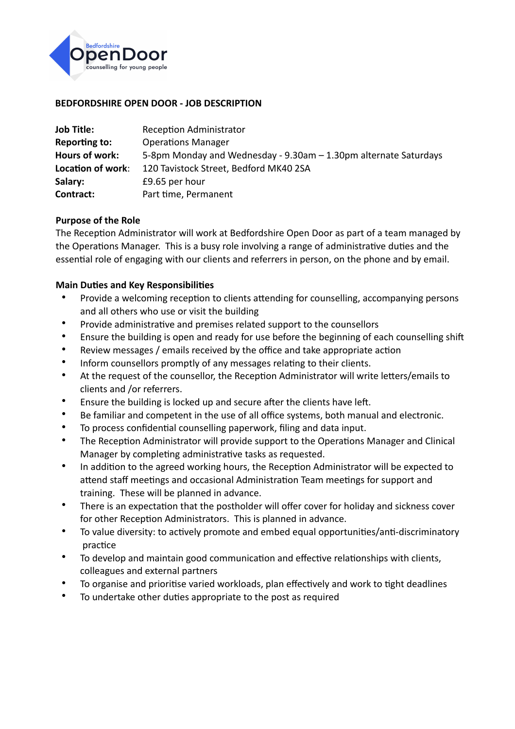## BEDFORDSHIRE OPEN DOOR - JOB DESCRIPTION

| | |
|---|---|
| **Job Title:** | Reception Administrator |
| **Reporting to:** | Operations Manager |
| **Hours of work:** | 5-8pm Monday and Wednesday - 9.30am – 1.30pm alternate Saturdays |
| **Location of work**: | 120 Tavistock Street, Bedford MK40 2SA |
| **Salary:** | £9.65 per hour |
| **Contract:** | Part time, Permanent |

### Purpose of the Role

The Reception Administrator will work at Bedfordshire Open Door as part of a team managed by the Operations Manager. This is a busy role involving a range of administrative duties and the essential role of engaging with our clients and referrers in person, on the phone and by email.

### Main Duties and Key Responsibilities

- Provide a welcoming reception to clients attending for counselling, accompanying persons and all others who use or visit the building
- Provide administrative and premises related support to the counsellors
- Ensure the building is open and ready for use before the beginning of each counselling shift
- Review messages / emails received by the office and take appropriate action
- Inform counsellors promptly of any messages relating to their clients.
- At the request of the counsellor, the Reception Administrator will write letters/emails to clients and /or referrers.
- Ensure the building is locked up and secure after the clients have left.
- Be familiar and competent in the use of all office systems, both manual and electronic.
- To process confidential counselling paperwork, filing and data input.
- The Reception Administrator will provide support to the Operations Manager and Clinical Manager by completing administrative tasks as requested.
- In addition to the agreed working hours, the Reception Administrator will be expected to attend staff meetings and occasional Administration Team meetings for support and training. These will be planned in advance.
- There is an expectation that the postholder will offer cover for holiday and sickness cover for other Reception Administrators. This is planned in advance.
- To value diversity: to actively promote and embed equal opportunities/anti-discriminatory practice
- To develop and maintain good communication and effective relationships with clients, colleagues and external partners
- To organise and prioritise varied workloads, plan effectively and work to tight deadlines
- To undertake other duties appropriate to the post as required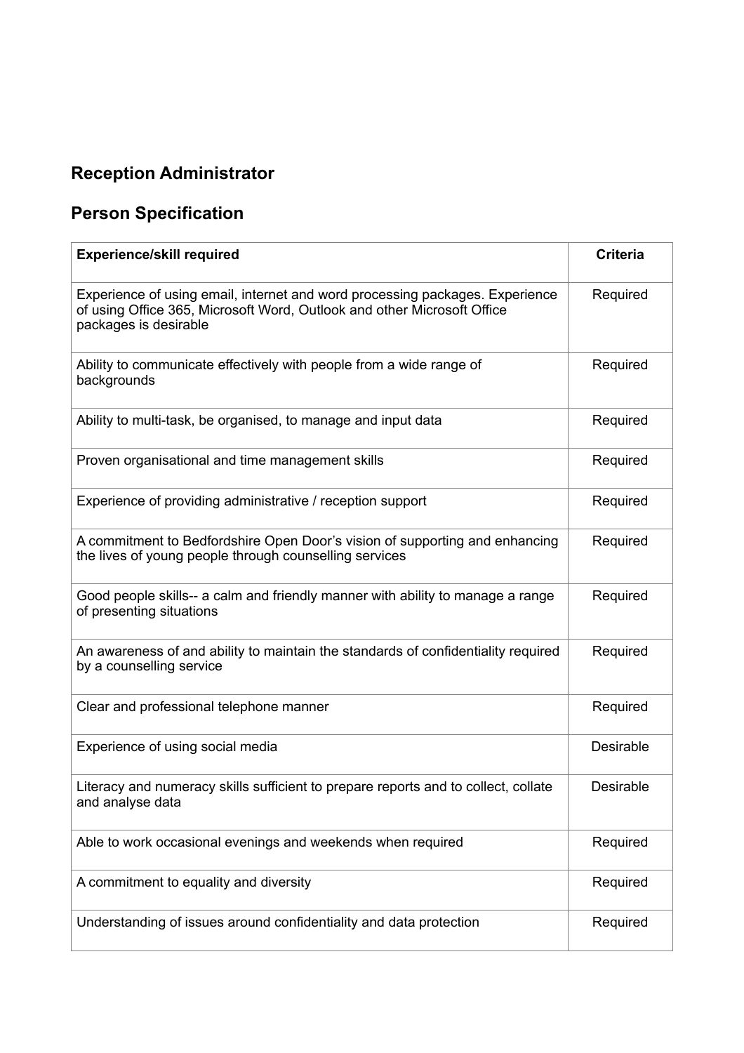## Reception Administrator

## Person Specification

| Experience/skill required | Criteria |
|---|---|
| Experience of using email, internet and word processing packages. Experience of using Office 365, Microsoft Word, Outlook and other Microsoft Office packages is desirable | Required |
| Ability to communicate effectively with people from a wide range of backgrounds | Required |
| Ability to multi-task, be organised, to manage and input data | Required |
| Proven organisational and time management skills | Required |
| Experience of providing administrative / reception support | Required |
| A commitment to Bedfordshire Open Door's vision of supporting and enhancing the lives of young people through counselling services | Required |
| Good people skills-- a calm and friendly manner with ability to manage a range of presenting situations | Required |
| An awareness of and ability to maintain the standards of confidentiality required by a counselling service | Required |
| Clear and professional telephone manner | Required |
| Experience of using social media | Desirable |
| Literacy and numeracy skills sufficient to prepare reports and to collect, collate and analyse data | Desirable |
| Able to work occasional evenings and weekends when required | Required |
| A commitment to equality and diversity | Required |
| Understanding of issues around confidentiality and data protection | Required |